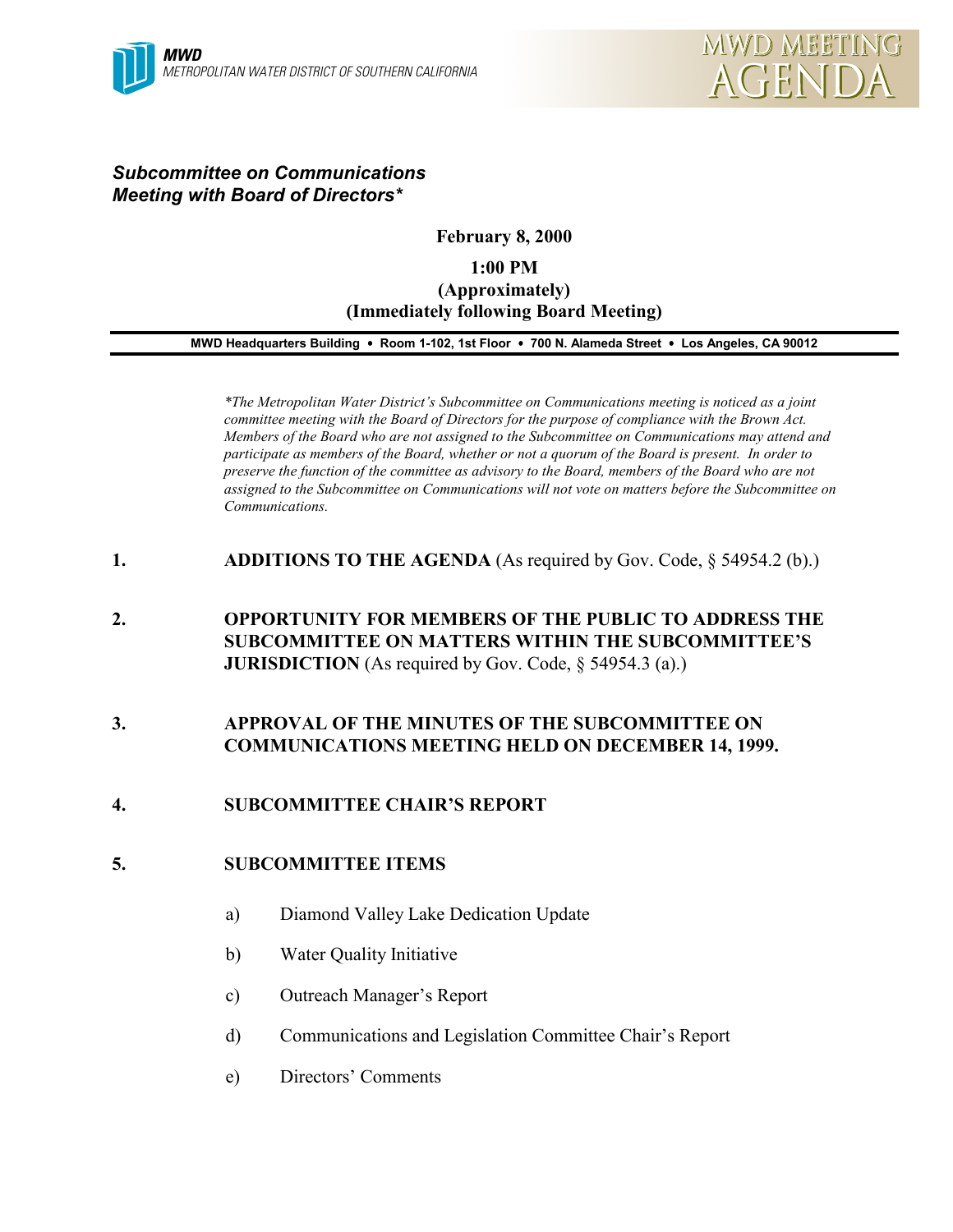**MWD**
METROPOLITAN WATER DISTRICT OF SOUTHERN CALIFORNIA

# MWD MEETING AGENDA

***Subcommittee on Communications Meeting with Board of Directors****

**February 8, 2000**

**1:00 PM**
**(Approximately)**
**(Immediately following Board Meeting)**

**MWD Headquarters Building • Room 1-102, 1st Floor • 700 N. Alameda Street • Los Angeles, CA 90012**

*\*The Metropolitan Water District's Subcommittee on Communications meeting is noticed as a joint committee meeting with the Board of Directors for the purpose of compliance with the Brown Act. Members of the Board who are not assigned to the Subcommittee on Communications may attend and participate as members of the Board, whether or not a quorum of the Board is present. In order to preserve the function of the committee as advisory to the Board, members of the Board who are not assigned to the Subcommittee on Communications will not vote on matters before the Subcommittee on Communications.*

1. **ADDITIONS TO THE AGENDA** (As required by Gov. Code, § 54954.2 (b).)

2. **OPPORTUNITY FOR MEMBERS OF THE PUBLIC TO ADDRESS THE SUBCOMMITTEE ON MATTERS WITHIN THE SUBCOMMITTEE'S JURISDICTION** (As required by Gov. Code, § 54954.3 (a).)

3. **APPROVAL OF THE MINUTES OF THE SUBCOMMITTEE ON COMMUNICATIONS MEETING HELD ON DECEMBER 14, 1999.**

4. **SUBCOMMITTEE CHAIR'S REPORT**

5. **SUBCOMMITTEE ITEMS**

   a) Diamond Valley Lake Dedication Update

   b) Water Quality Initiative

   c) Outreach Manager's Report

   d) Communications and Legislation Committee Chair's Report

   e) Directors' Comments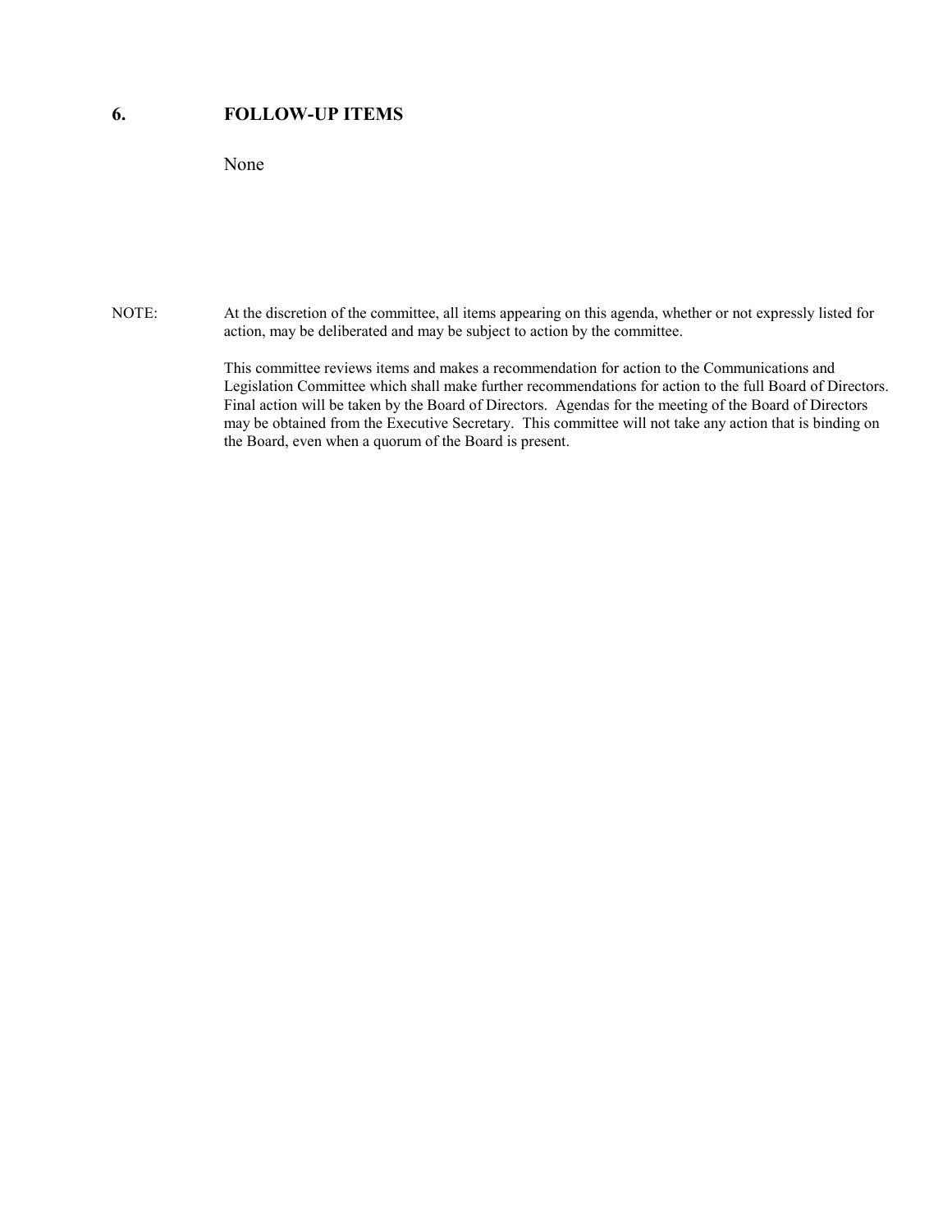## 6. FOLLOW-UP ITEMS

None

NOTE: At the discretion of the committee, all items appearing on this agenda, whether or not expressly listed for action, may be deliberated and may be subject to action by the committee.

This committee reviews items and makes a recommendation for action to the Communications and Legislation Committee which shall make further recommendations for action to the full Board of Directors. Final action will be taken by the Board of Directors. Agendas for the meeting of the Board of Directors may be obtained from the Executive Secretary. This committee will not take any action that is binding on the Board, even when a quorum of the Board is present.